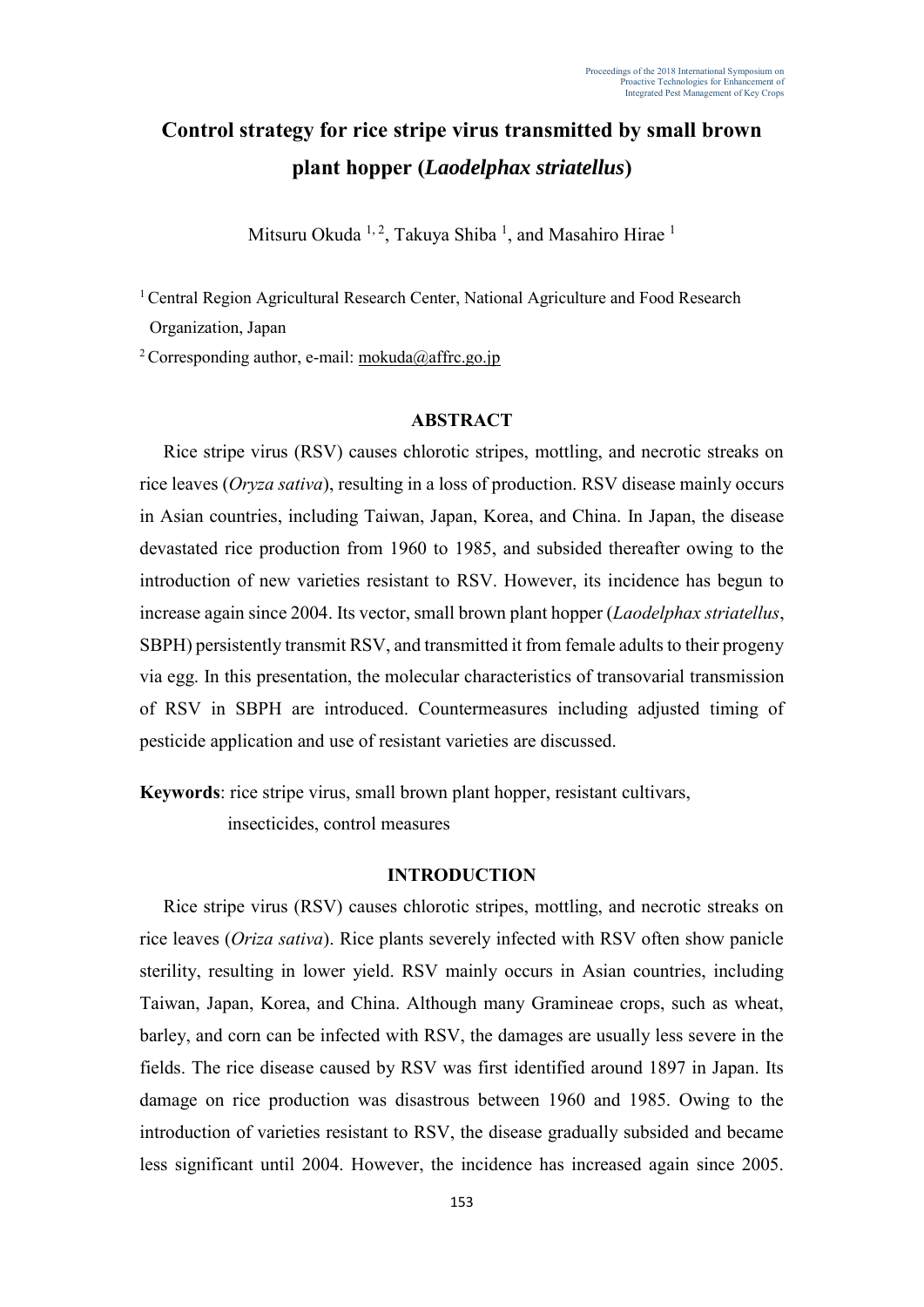# Control strategy for rice stripe virus transmitted by small brown plant hopper (*Laodelphax striatellus*)

Mitsuru Okuda [1, 2], Takuya Shiba [1], and Masahiro Hirae [1]

[1] Central Region Agricultural Research Center, National Agriculture and Food Research Organization, Japan

[2] Corresponding author, e-mail: mokuda@affrc.go.jp

## ABSTRACT

Rice stripe virus (RSV) causes chlorotic stripes, mottling, and necrotic streaks on rice leaves (*Oryza sativa*), resulting in a loss of production. RSV disease mainly occurs in Asian countries, including Taiwan, Japan, Korea, and China. In Japan, the disease devastated rice production from 1960 to 1985, and subsided thereafter owing to the introduction of new varieties resistant to RSV. However, its incidence has begun to increase again since 2004. Its vector, small brown plant hopper (*Laodelphax striatellus*, SBPH) persistently transmit RSV, and transmitted it from female adults to their progeny via egg. In this presentation, the molecular characteristics of transovarial transmission of RSV in SBPH are introduced. Countermeasures including adjusted timing of pesticide application and use of resistant varieties are discussed.

**Keywords**: rice stripe virus, small brown plant hopper, resistant cultivars, insecticides, control measures

## INTRODUCTION

Rice stripe virus (RSV) causes chlorotic stripes, mottling, and necrotic streaks on rice leaves (*Oriza sativa*). Rice plants severely infected with RSV often show panicle sterility, resulting in lower yield. RSV mainly occurs in Asian countries, including Taiwan, Japan, Korea, and China. Although many Gramineae crops, such as wheat, barley, and corn can be infected with RSV, the damages are usually less severe in the fields. The rice disease caused by RSV was first identified around 1897 in Japan. Its damage on rice production was disastrous between 1960 and 1985. Owing to the introduction of varieties resistant to RSV, the disease gradually subsided and became less significant until 2004. However, the incidence has increased again since 2005.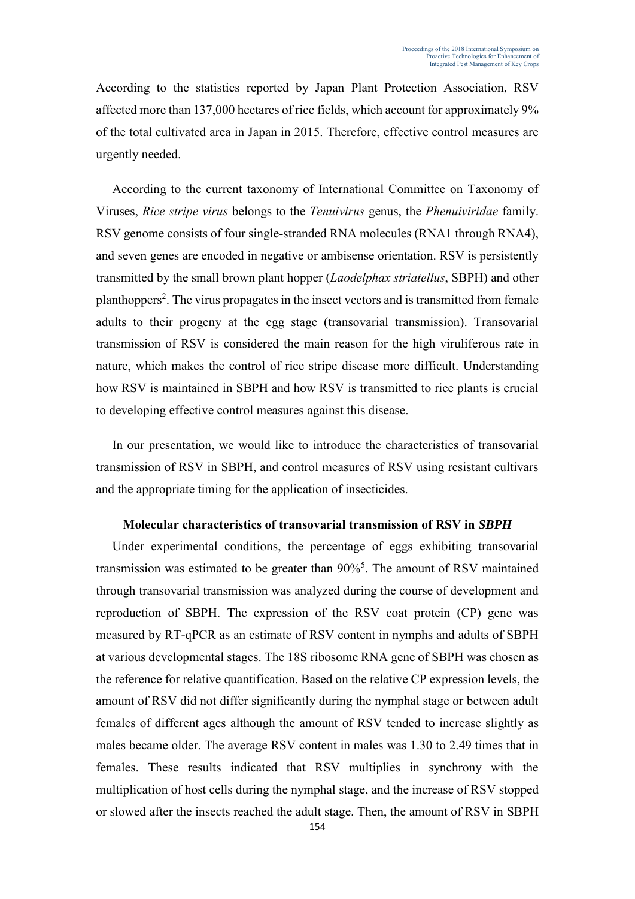According to the statistics reported by Japan Plant Protection Association, RSV affected more than 137,000 hectares of rice fields, which account for approximately 9% of the total cultivated area in Japan in 2015. Therefore, effective control measures are urgently needed.

According to the current taxonomy of International Committee on Taxonomy of Viruses, *Rice stripe virus* belongs to the *Tenuivirus* genus, the *Phenuiviridae* family. RSV genome consists of four single-stranded RNA molecules (RNA1 through RNA4), and seven genes are encoded in negative or ambisense orientation. RSV is persistently transmitted by the small brown plant hopper (*Laodelphax striatellus*, SBPH) and other planthoppers[2]. The virus propagates in the insect vectors and is transmitted from female adults to their progeny at the egg stage (transovarial transmission). Transovarial transmission of RSV is considered the main reason for the high viruliferous rate in nature, which makes the control of rice stripe disease more difficult. Understanding how RSV is maintained in SBPH and how RSV is transmitted to rice plants is crucial to developing effective control measures against this disease.

In our presentation, we would like to introduce the characteristics of transovarial transmission of RSV in SBPH, and control measures of RSV using resistant cultivars and the appropriate timing for the application of insecticides.

### Molecular characteristics of transovarial transmission of RSV in *SBPH*

Under experimental conditions, the percentage of eggs exhibiting transovarial transmission was estimated to be greater than 90%[5]. The amount of RSV maintained through transovarial transmission was analyzed during the course of development and reproduction of SBPH. The expression of the RSV coat protein (CP) gene was measured by RT-qPCR as an estimate of RSV content in nymphs and adults of SBPH at various developmental stages. The 18S ribosome RNA gene of SBPH was chosen as the reference for relative quantification. Based on the relative CP expression levels, the amount of RSV did not differ significantly during the nymphal stage or between adult females of different ages although the amount of RSV tended to increase slightly as males became older. The average RSV content in males was 1.30 to 2.49 times that in females. These results indicated that RSV multiplies in synchrony with the multiplication of host cells during the nymphal stage, and the increase of RSV stopped or slowed after the insects reached the adult stage. Then, the amount of RSV in SBPH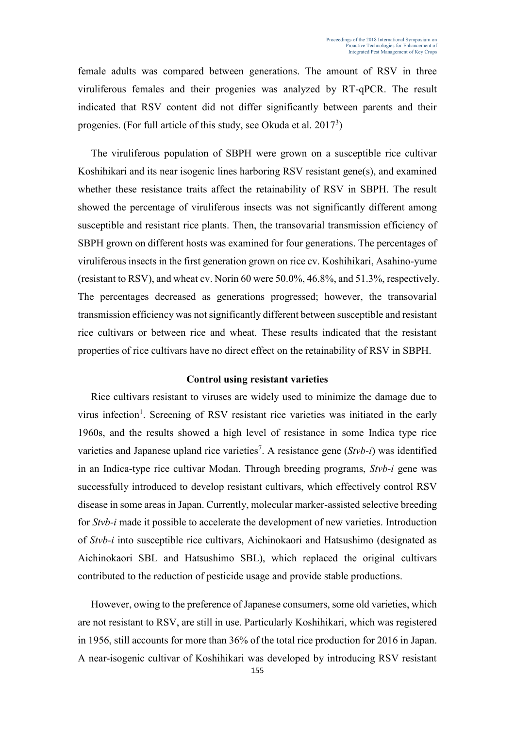female adults was compared between generations. The amount of RSV in three viruliferous females and their progenies was analyzed by RT-qPCR. The result indicated that RSV content did not differ significantly between parents and their progenies. (For full article of this study, see Okuda et al. 2017[3])

The viruliferous population of SBPH were grown on a susceptible rice cultivar Koshihikari and its near isogenic lines harboring RSV resistant gene(s), and examined whether these resistance traits affect the retainability of RSV in SBPH. The result showed the percentage of viruliferous insects was not significantly different among susceptible and resistant rice plants. Then, the transovarial transmission efficiency of SBPH grown on different hosts was examined for four generations. The percentages of viruliferous insects in the first generation grown on rice cv. Koshihikari, Asahino-yume (resistant to RSV), and wheat cv. Norin 60 were 50.0%, 46.8%, and 51.3%, respectively. The percentages decreased as generations progressed; however, the transovarial transmission efficiency was not significantly different between susceptible and resistant rice cultivars or between rice and wheat. These results indicated that the resistant properties of rice cultivars have no direct effect on the retainability of RSV in SBPH.

## Control using resistant varieties

Rice cultivars resistant to viruses are widely used to minimize the damage due to virus infection[1]. Screening of RSV resistant rice varieties was initiated in the early 1960s, and the results showed a high level of resistance in some Indica type rice varieties and Japanese upland rice varieties[7]. A resistance gene (*Stvb-i*) was identified in an Indica-type rice cultivar Modan. Through breeding programs, *Stvb-i* gene was successfully introduced to develop resistant cultivars, which effectively control RSV disease in some areas in Japan. Currently, molecular marker-assisted selective breeding for *Stvb-i* made it possible to accelerate the development of new varieties. Introduction of *Stvb-i* into susceptible rice cultivars, Aichinokaori and Hatsushimo (designated as Aichinokaori SBL and Hatsushimo SBL), which replaced the original cultivars contributed to the reduction of pesticide usage and provide stable productions.

However, owing to the preference of Japanese consumers, some old varieties, which are not resistant to RSV, are still in use. Particularly Koshihikari, which was registered in 1956, still accounts for more than 36% of the total rice production for 2016 in Japan. A near-isogenic cultivar of Koshihikari was developed by introducing RSV resistant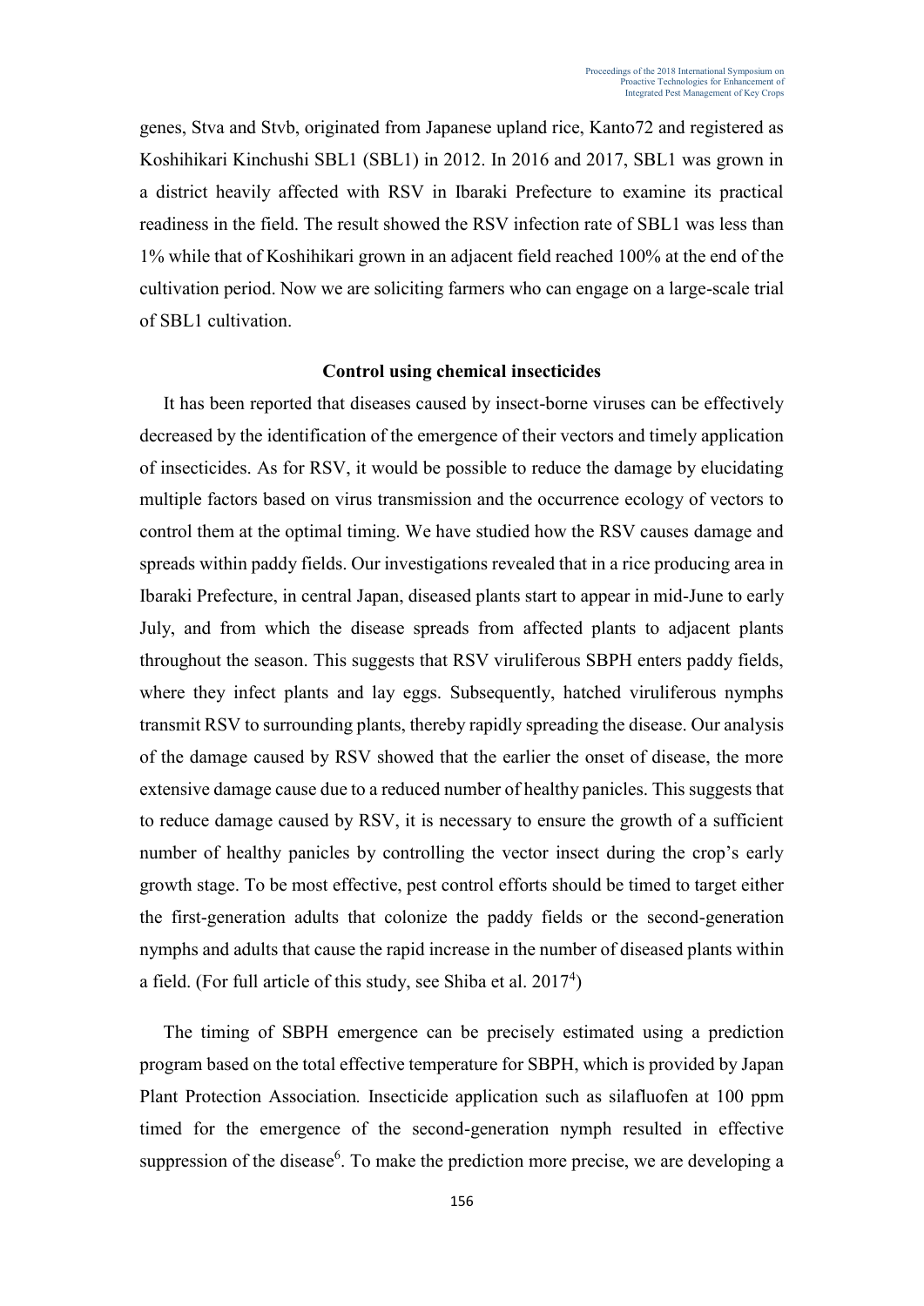genes, Stva and Stvb, originated from Japanese upland rice, Kanto72 and registered as Koshihikari Kinchushi SBL1 (SBL1) in 2012. In 2016 and 2017, SBL1 was grown in a district heavily affected with RSV in Ibaraki Prefecture to examine its practical readiness in the field. The result showed the RSV infection rate of SBL1 was less than 1% while that of Koshihikari grown in an adjacent field reached 100% at the end of the cultivation period. Now we are soliciting farmers who can engage on a large-scale trial of SBL1 cultivation.

**Control using chemical insecticides**

It has been reported that diseases caused by insect-borne viruses can be effectively decreased by the identification of the emergence of their vectors and timely application of insecticides. As for RSV, it would be possible to reduce the damage by elucidating multiple factors based on virus transmission and the occurrence ecology of vectors to control them at the optimal timing. We have studied how the RSV causes damage and spreads within paddy fields. Our investigations revealed that in a rice producing area in Ibaraki Prefecture, in central Japan, diseased plants start to appear in mid-June to early July, and from which the disease spreads from affected plants to adjacent plants throughout the season. This suggests that RSV viruliferous SBPH enters paddy fields, where they infect plants and lay eggs. Subsequently, hatched viruliferous nymphs transmit RSV to surrounding plants, thereby rapidly spreading the disease. Our analysis of the damage caused by RSV showed that the earlier the onset of disease, the more extensive damage cause due to a reduced number of healthy panicles. This suggests that to reduce damage caused by RSV, it is necessary to ensure the growth of a sufficient number of healthy panicles by controlling the vector insect during the crop's early growth stage. To be most effective, pest control efforts should be timed to target either the first-generation adults that colonize the paddy fields or the second-generation nymphs and adults that cause the rapid increase in the number of diseased plants within a field. (For full article of this study, see Shiba et al. 2017[4])

The timing of SBPH emergence can be precisely estimated using a prediction program based on the total effective temperature for SBPH, which is provided by Japan Plant Protection Association. Insecticide application such as silafluofen at 100 ppm timed for the emergence of the second-generation nymph resulted in effective suppression of the disease[6]. To make the prediction more precise, we are developing a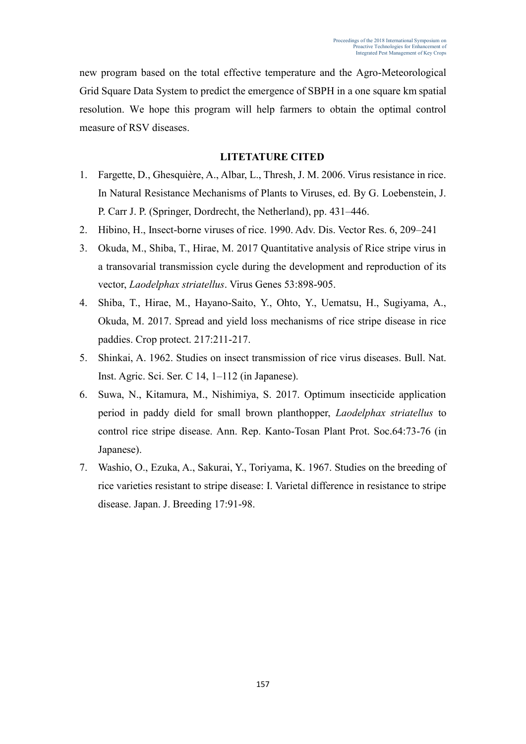new program based on the total effective temperature and the Agro-Meteorological Grid Square Data System to predict the emergence of SBPH in a one square km spatial resolution. We hope this program will help farmers to obtain the optimal control measure of RSV diseases.

## LITETATURE CITED

1. Fargette, D., Ghesquière, A., Albar, L., Thresh, J. M. 2006. Virus resistance in rice. In Natural Resistance Mechanisms of Plants to Viruses, ed. By G. Loebenstein, J. P. Carr J. P. (Springer, Dordrecht, the Netherland), pp. 431–446.
2. Hibino, H., Insect-borne viruses of rice. 1990. Adv. Dis. Vector Res. 6, 209–241
3. Okuda, M., Shiba, T., Hirae, M. 2017 Quantitative analysis of Rice stripe virus in a transovarial transmission cycle during the development and reproduction of its vector, *Laodelphax striatellus*. Virus Genes 53:898-905.
4. Shiba, T., Hirae, M., Hayano-Saito, Y., Ohto, Y., Uematsu, H., Sugiyama, A., Okuda, M. 2017. Spread and yield loss mechanisms of rice stripe disease in rice paddies. Crop protect. 217:211-217.
5. Shinkai, A. 1962. Studies on insect transmission of rice virus diseases. Bull. Nat. Inst. Agric. Sci. Ser. C 14, 1–112 (in Japanese).
6. Suwa, N., Kitamura, M., Nishimiya, S. 2017. Optimum insecticide application period in paddy dield for small brown planthopper, *Laodelphax striatellus* to control rice stripe disease. Ann. Rep. Kanto-Tosan Plant Prot. Soc.64:73-76 (in Japanese).
7. Washio, O., Ezuka, A., Sakurai, Y., Toriyama, K. 1967. Studies on the breeding of rice varieties resistant to stripe disease: I. Varietal difference in resistance to stripe disease. Japan. J. Breeding 17:91-98.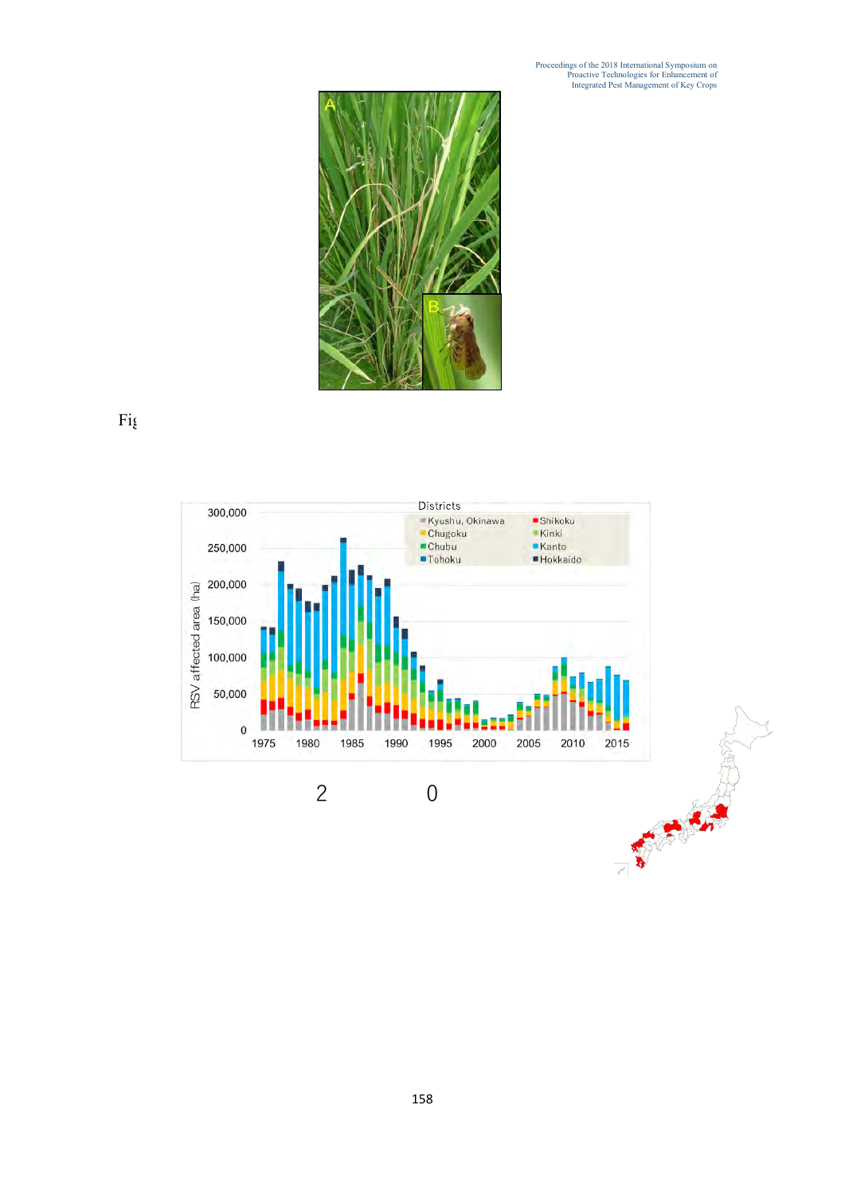Fig

Districts
Kyushu, Okinawa
Chugoku
Chubu
Tohoku
Shikoku
Kinki
Kanto
Hokkaido

RSV affected area (ha)

300,000
250,000
200,000
150,000
100,000
50,000
0

1975
1980
1985
1990
1995
2000
2005
2010
2015

2

0